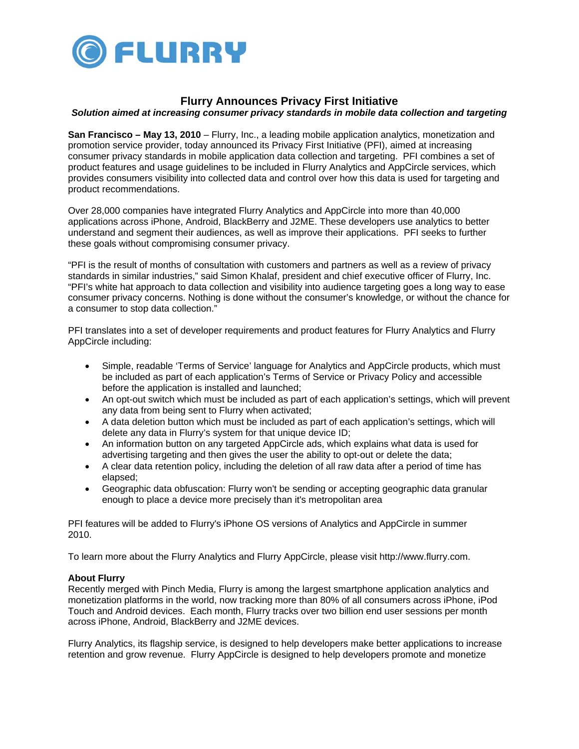FLURRY

# Flurry Announces Privacy First Initiative

***Solution aimed at increasing consumer privacy standards in mobile data collection and targeting***

**San Francisco – May 13, 2010** – Flurry, Inc., a leading mobile application analytics, monetization and promotion service provider, today announced its Privacy First Initiative (PFI), aimed at increasing consumer privacy standards in mobile application data collection and targeting. PFI combines a set of product features and usage guidelines to be included in Flurry Analytics and AppCircle services, which provides consumers visibility into collected data and control over how this data is used for targeting and product recommendations.

Over 28,000 companies have integrated Flurry Analytics and AppCircle into more than 40,000 applications across iPhone, Android, BlackBerry and J2ME. These developers use analytics to better understand and segment their audiences, as well as improve their applications. PFI seeks to further these goals without compromising consumer privacy.

“PFI is the result of months of consultation with customers and partners as well as a review of privacy standards in similar industries,” said Simon Khalaf, president and chief executive officer of Flurry, Inc. “PFI’s white hat approach to data collection and visibility into audience targeting goes a long way to ease consumer privacy concerns. Nothing is done without the consumer’s knowledge, or without the chance for a consumer to stop data collection.”

PFI translates into a set of developer requirements and product features for Flurry Analytics and Flurry AppCircle including:

- Simple, readable ‘Terms of Service’ language for Analytics and AppCircle products, which must be included as part of each application’s Terms of Service or Privacy Policy and accessible before the application is installed and launched;
- An opt-out switch which must be included as part of each application’s settings, which will prevent any data from being sent to Flurry when activated;
- A data deletion button which must be included as part of each application’s settings, which will delete any data in Flurry’s system for that unique device ID;
- An information button on any targeted AppCircle ads, which explains what data is used for advertising targeting and then gives the user the ability to opt-out or delete the data;
- A clear data retention policy, including the deletion of all raw data after a period of time has elapsed;
- Geographic data obfuscation: Flurry won't be sending or accepting geographic data granular enough to place a device more precisely than it's metropolitan area

PFI features will be added to Flurry's iPhone OS versions of Analytics and AppCircle in summer 2010.

To learn more about the Flurry Analytics and Flurry AppCircle, please visit http://www.flurry.com.

**About Flurry**

Recently merged with Pinch Media, Flurry is among the largest smartphone application analytics and monetization platforms in the world, now tracking more than 80% of all consumers across iPhone, iPod Touch and Android devices. Each month, Flurry tracks over two billion end user sessions per month across iPhone, Android, BlackBerry and J2ME devices.

Flurry Analytics, its flagship service, is designed to help developers make better applications to increase retention and grow revenue. Flurry AppCircle is designed to help developers promote and monetize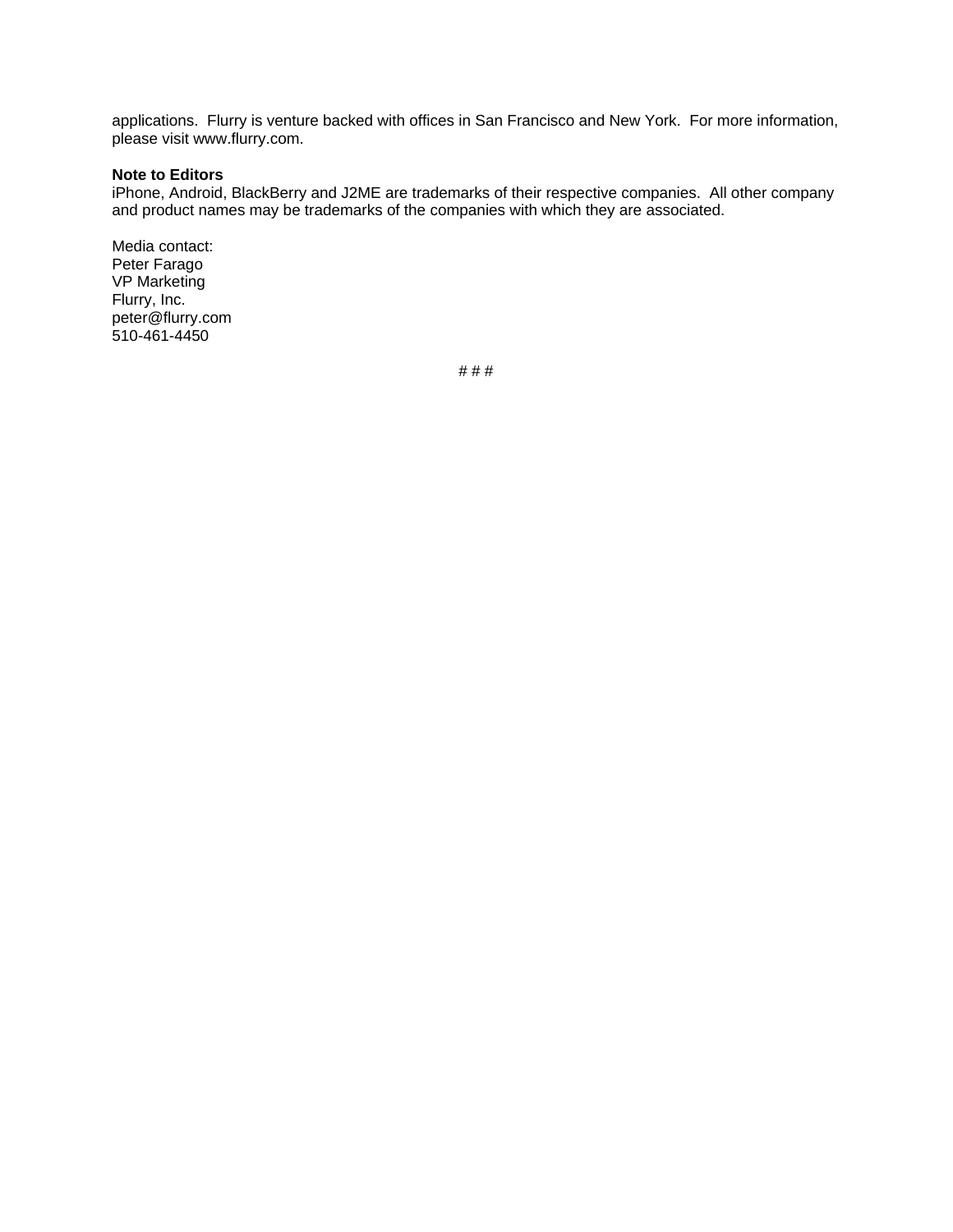applications. Flurry is venture backed with offices in San Francisco and New York. For more information, please visit www.flurry.com.

**Note to Editors**
iPhone, Android, BlackBerry and J2ME are trademarks of their respective companies. All other company and product names may be trademarks of the companies with which they are associated.

Media contact:
Peter Farago
VP Marketing
Flurry, Inc.
peter@flurry.com
510-461-4450

# # #